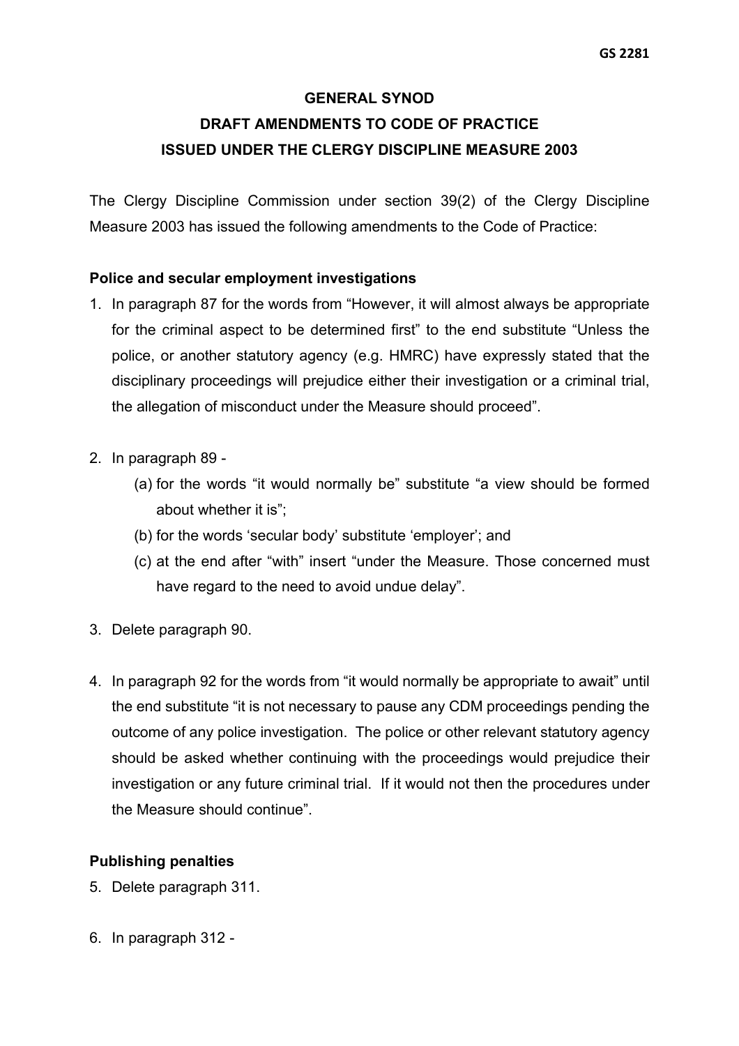GS 2281

# GENERAL SYNOD

## DRAFT AMENDMENTS TO CODE OF PRACTICE

## ISSUED UNDER THE CLERGY DISCIPLINE MEASURE 2003

The Clergy Discipline Commission under section 39(2) of the Clergy Discipline Measure 2003 has issued the following amendments to the Code of Practice:

**Police and secular employment investigations**

1. In paragraph 87 for the words from "However, it will almost always be appropriate for the criminal aspect to be determined first" to the end substitute "Unless the police, or another statutory agency (e.g. HMRC) have expressly stated that the disciplinary proceedings will prejudice either their investigation or a criminal trial, the allegation of misconduct under the Measure should proceed".

2. In paragraph 89 -
   (a) for the words "it would normally be" substitute "a view should be formed about whether it is";
   (b) for the words 'secular body' substitute 'employer'; and
   (c) at the end after "with" insert "under the Measure. Those concerned must have regard to the need to avoid undue delay".

3. Delete paragraph 90.

4. In paragraph 92 for the words from "it would normally be appropriate to await" until the end substitute "it is not necessary to pause any CDM proceedings pending the outcome of any police investigation. The police or other relevant statutory agency should be asked whether continuing with the proceedings would prejudice their investigation or any future criminal trial. If it would not then the procedures under the Measure should continue".

**Publishing penalties**

5. Delete paragraph 311.

6. In paragraph 312 -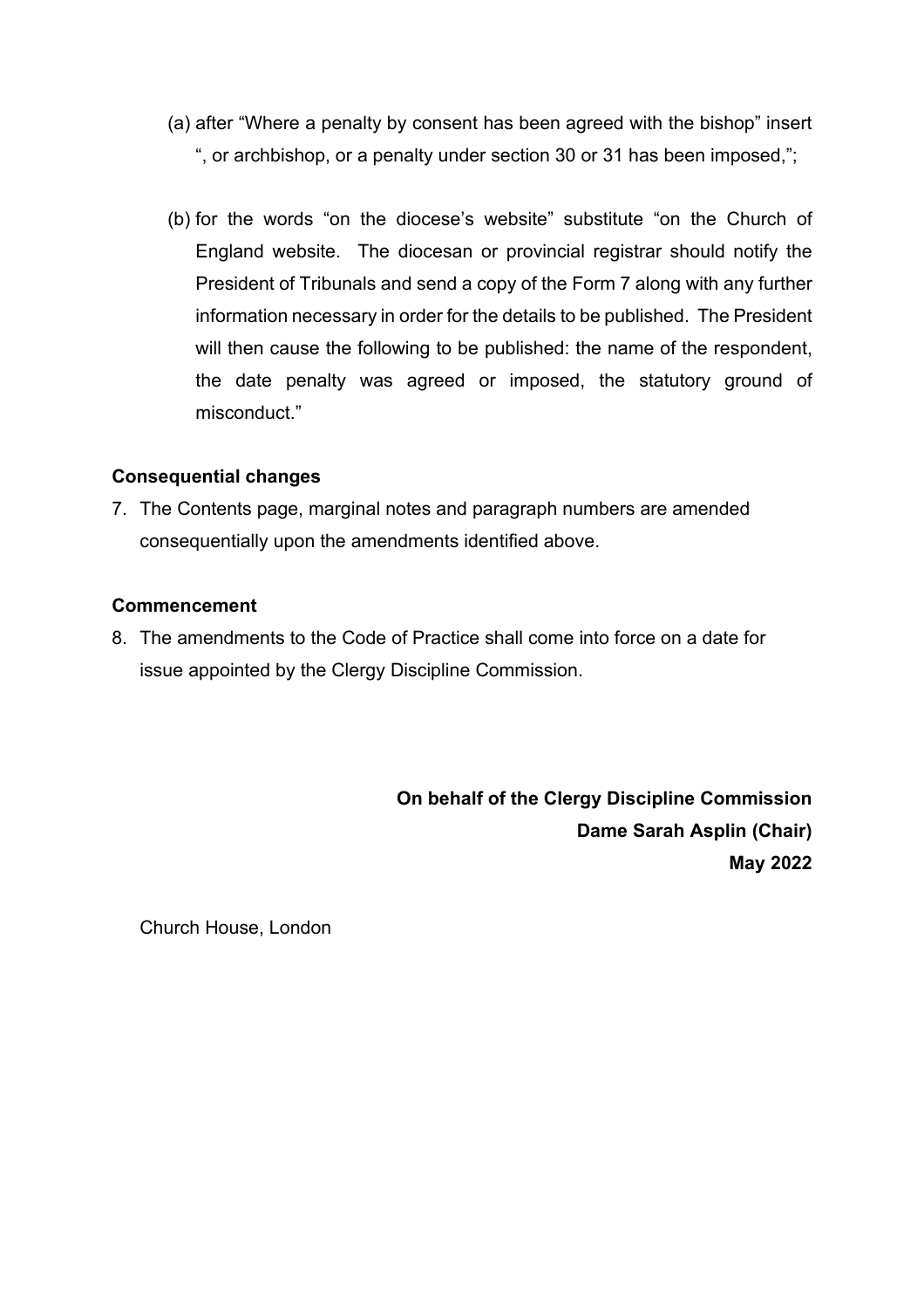(a) after "Where a penalty by consent has been agreed with the bishop" insert ", or archbishop, or a penalty under section 30 or 31 has been imposed,";

(b) for the words "on the diocese's website" substitute "on the Church of England website. The diocesan or provincial registrar should notify the President of Tribunals and send a copy of the Form 7 along with any further information necessary in order for the details to be published. The President will then cause the following to be published: the name of the respondent, the date penalty was agreed or imposed, the statutory ground of misconduct."

**Consequential changes**

7. The Contents page, marginal notes and paragraph numbers are amended consequentially upon the amendments identified above.

**Commencement**

8. The amendments to the Code of Practice shall come into force on a date for issue appointed by the Clergy Discipline Commission.

**On behalf of the Clergy Discipline Commission**
**Dame Sarah Asplin (Chair)**
**May 2022**

Church House, London